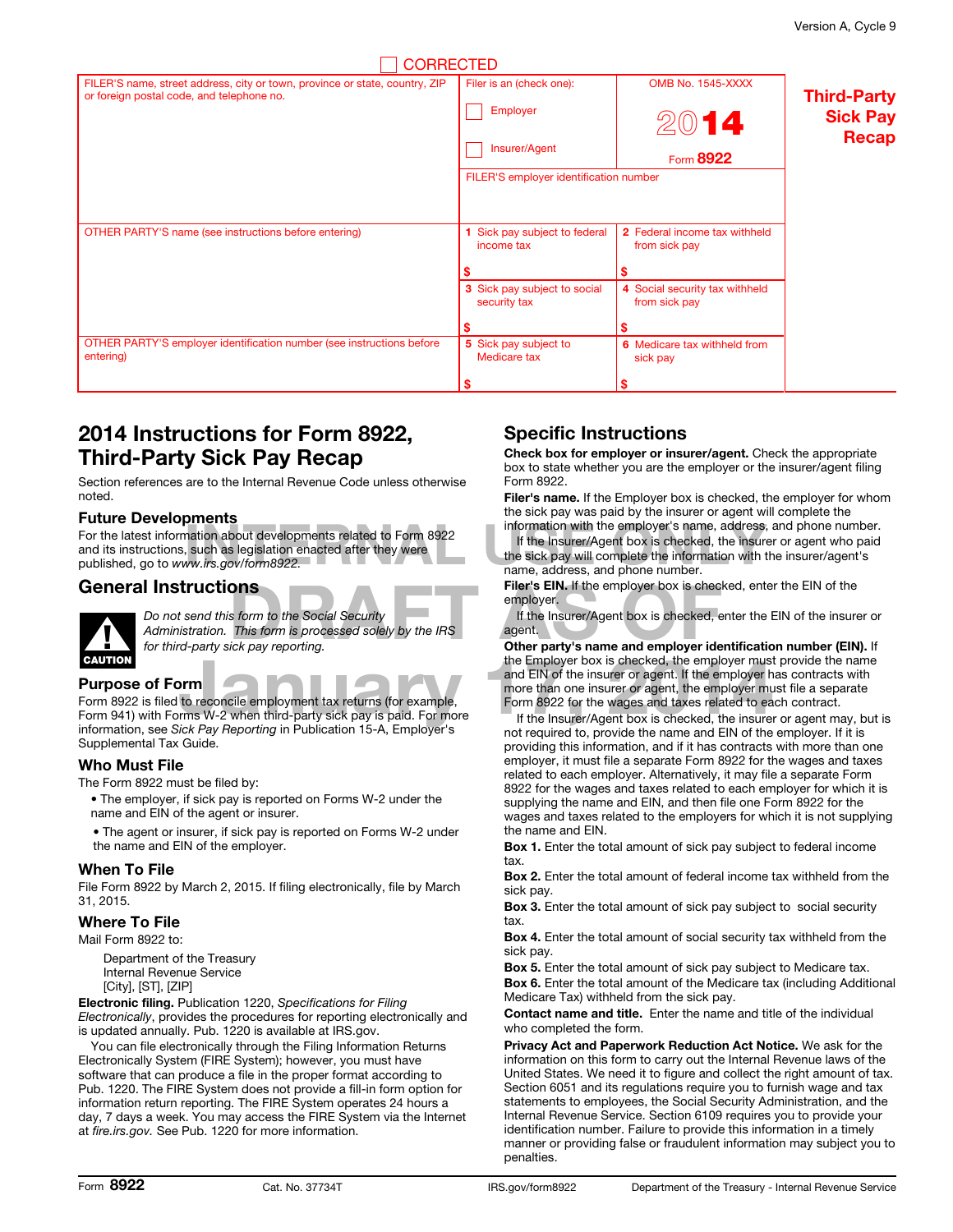Version A, Cycle 9

☐ CORRECTED

| | | | |
|---|---|---|---|
| FILER'S name, street address, city or town, province or state, country, ZIP or foreign postal code, and telephone no. | Filer is an (check one): ☐ Employer ☐ Insurer/Agent | OMB No. 1545-XXXX **2014** Form **8922** | **Third-Party Sick Pay Recap** |
| | FILER'S employer identification number | | |
| OTHER PARTY'S name (see instructions before entering) | **1** Sick pay subject to federal income tax $ | **2** Federal income tax withheld from sick pay $ | |
| | **3** Sick pay subject to social security tax $ | **4** Social security tax withheld from sick pay $ | |
| OTHER PARTY'S employer identification number (see instructions before entering) | **5** Sick pay subject to Medicare tax $ | **6** Medicare tax withheld from sick pay $ | |

# 2014 Instructions for Form 8922, Third-Party Sick Pay Recap

Section references are to the Internal Revenue Code unless otherwise noted.

## Future Developments

For the latest information about developments related to Form 8922 and its instructions, such as legislation enacted after they were published, go to *www.irs.gov/form8922*.

## General Instructions

**CAUTION** *Do not send this form to the Social Security Administration. This form is processed solely by the IRS for third-party sick pay reporting.*

### Purpose of Form

Form 8922 is filed to reconcile employment tax returns (for example, Form 941) with Forms W-2 when third-party sick pay is paid. For more information, see *Sick Pay Reporting* in Publication 15-A, Employer's Supplemental Tax Guide.

### Who Must File

The Form 8922 must be filed by:

- The employer, if sick pay is reported on Forms W-2 under the name and EIN of the agent or insurer.
- The agent or insurer, if sick pay is reported on Forms W-2 under the name and EIN of the employer.

### When To File

File Form 8922 by March 2, 2015. If filing electronically, file by March 31, 2015.

### Where To File

Mail Form 8922 to:

Department of the Treasury
Internal Revenue Service
[City], [ST], [ZIP]

**Electronic filing.** Publication 1220, *Specifications for Filing Electronically*, provides the procedures for reporting electronically and is updated annually. Pub. 1220 is available at IRS.gov.

You can file electronically through the Filing Information Returns Electronically System (FIRE System); however, you must have software that can produce a file in the proper format according to Pub. 1220. The FIRE System does not provide a fill-in form option for information return reporting. The FIRE System operates 24 hours a day, 7 days a week. You may access the FIRE System via the Internet at *fire.irs.gov*. See Pub. 1220 for more information.

## Specific Instructions

**Check box for employer or insurer/agent.** Check the appropriate box to state whether you are the employer or the insurer/agent filing Form 8922.

**Filer's name.** If the Employer box is checked, the employer for whom the sick pay was paid by the insurer or agent will complete the information with the employer's name, address, and phone number.

If the Insurer/Agent box is checked, the insurer or agent who paid the sick pay will complete the information with the insurer/agent's name, address, and phone number.

**Filer's EIN.** If the employer box is checked, enter the EIN of the employer.

If the Insurer/Agent box is checked, enter the EIN of the insurer or agent.

**Other party's name and employer identification number (EIN).** If the Employer box is checked, the employer must provide the name and EIN of the insurer or agent. If the employer has contracts with more than one insurer or agent, the employer must file a separate Form 8922 for the wages and taxes related to each contract.

If the Insurer/Agent box is checked, the insurer or agent may, but is not required to, provide the name and EIN of the employer. If it is providing this information, and if it has contracts with more than one employer, it must file a separate Form 8922 for the wages and taxes related to each employer. Alternatively, it may file a separate Form 8922 for the wages and taxes related to each employer for which it is supplying the name and EIN, and then file one Form 8922 for the wages and taxes related to the employers for which it is not supplying the name and EIN.

**Box 1.** Enter the total amount of sick pay subject to federal income tax.

**Box 2.** Enter the total amount of federal income tax withheld from the sick pay.

**Box 3.** Enter the total amount of sick pay subject to social security tax.

**Box 4.** Enter the total amount of social security tax withheld from the sick pay.

**Box 5.** Enter the total amount of sick pay subject to Medicare tax.

**Box 6.** Enter the total amount of the Medicare tax (including Additional Medicare Tax) withheld from the sick pay.

**Contact name and title.** Enter the name and title of the individual who completed the form.

**Privacy Act and Paperwork Reduction Act Notice.** We ask for the information on this form to carry out the Internal Revenue laws of the United States. We need it to figure and collect the right amount of tax. Section 6051 and its regulations require you to furnish wage and tax statements to employees, the Social Security Administration, and the Internal Revenue Service. Section 6109 requires you to provide your identification number. Failure to provide this information in a timely manner or providing false or fraudulent information may subject you to penalties.

Form **8922** Cat. No. 37734T IRS.gov/form8922 Department of the Treasury - Internal Revenue Service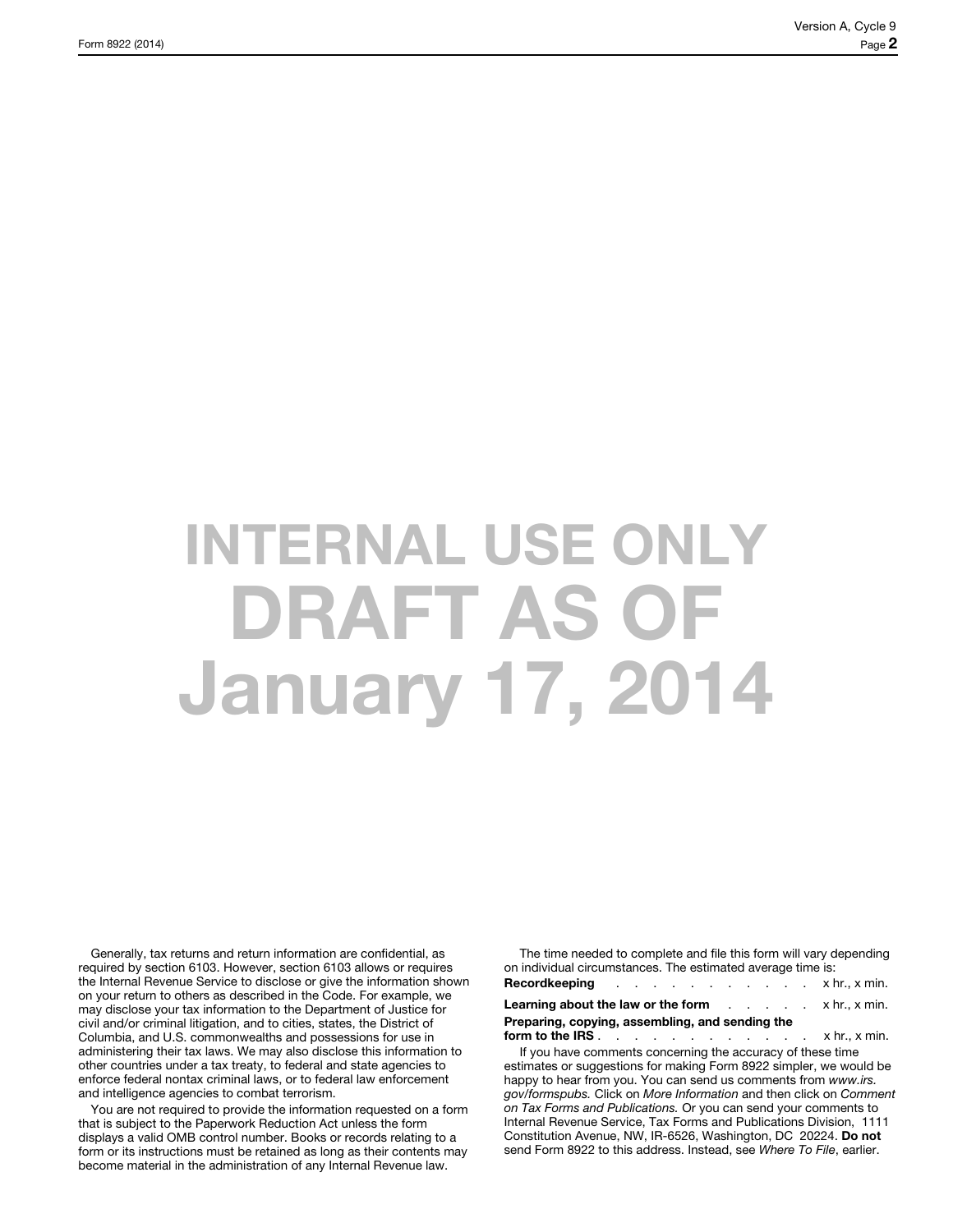INTERNAL USE ONLY
DRAFT AS OF
January 17, 2014

Generally, tax returns and return information are confidential, as required by section 6103. However, section 6103 allows or requires the Internal Revenue Service to disclose or give the information shown on your return to others as described in the Code. For example, we may disclose your tax information to the Department of Justice for civil and/or criminal litigation, and to cities, states, the District of Columbia, and U.S. commonwealths and possessions for use in administering their tax laws. We may also disclose this information to other countries under a tax treaty, to federal and state agencies to enforce federal nontax criminal laws, or to federal law enforcement and intelligence agencies to combat terrorism.

You are not required to provide the information requested on a form that is subject to the Paperwork Reduction Act unless the form displays a valid OMB control number. Books or records relating to a form or its instructions must be retained as long as their contents may become material in the administration of any Internal Revenue law.

The time needed to complete and file this form will vary depending on individual circumstances. The estimated average time is:

**Recordkeeping** . . . . . . . . . . . . . x hr., x min.

**Learning about the law or the form** . . . . . . x hr., x min.

**Preparing, copying, assembling, and sending the form to the IRS** . . . . . . . . . . . . . x hr., x min.

If you have comments concerning the accuracy of these time estimates or suggestions for making Form 8922 simpler, we would be happy to hear from you. You can send us comments from *www.irs.gov/formspubs.* Click on *More Information* and then click on *Comment on Tax Forms and Publications.* Or you can send your comments to Internal Revenue Service, Tax Forms and Publications Division, 1111 Constitution Avenue, NW, IR-6526, Washington, DC 20224. **Do not** send Form 8922 to this address. Instead, see *Where To File*, earlier.